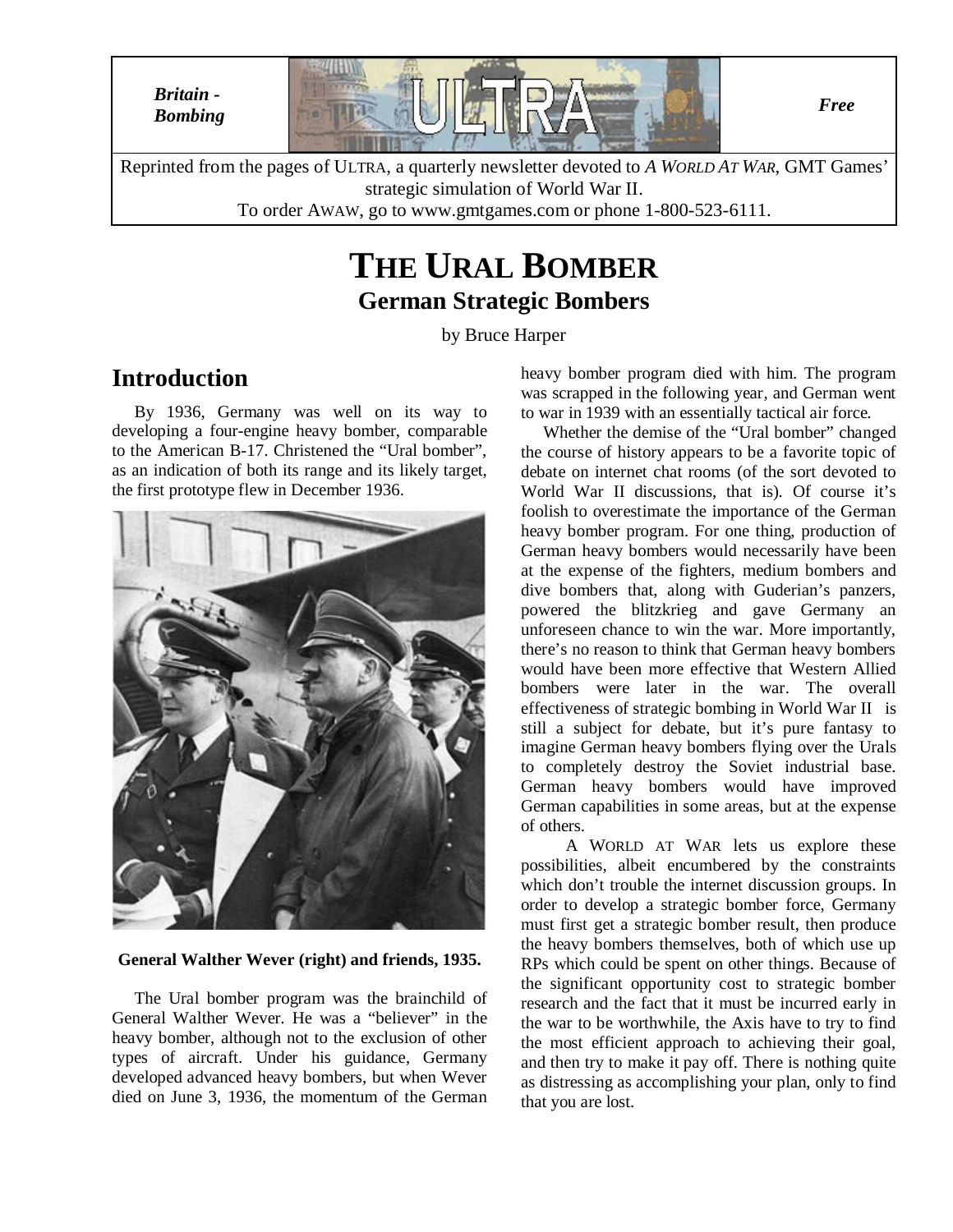*Britain - Bombing*

*Free*

Reprinted from the pages of ULTRA, a quarterly newsletter devoted to *A WORLD AT WAR*, GMT Games' strategic simulation of World War II.
To order AWAW, go to www.gmtgames.com or phone 1-800-523-6111.

# THE URAL BOMBER

## German Strategic Bombers

by Bruce Harper

## Introduction

By 1936, Germany was well on its way to developing a four-engine heavy bomber, comparable to the American B-17. Christened the "Ural bomber", as an indication of both its range and its likely target, the first prototype flew in December 1936.

**General Walther Wever (right) and friends, 1935.**

The Ural bomber program was the brainchild of General Walther Wever. He was a "believer" in the heavy bomber, although not to the exclusion of other types of aircraft. Under his guidance, Germany developed advanced heavy bombers, but when Wever died on June 3, 1936, the momentum of the German heavy bomber program died with him. The program was scrapped in the following year, and German went to war in 1939 with an essentially tactical air force.

Whether the demise of the "Ural bomber" changed the course of history appears to be a favorite topic of debate on internet chat rooms (of the sort devoted to World War II discussions, that is). Of course it's foolish to overestimate the importance of the German heavy bomber program. For one thing, production of German heavy bombers would necessarily have been at the expense of the fighters, medium bombers and dive bombers that, along with Guderian's panzers, powered the blitzkrieg and gave Germany an unforeseen chance to win the war. More importantly, there's no reason to think that German heavy bombers would have been more effective that Western Allied bombers were later in the war. The overall effectiveness of strategic bombing in World War II is still a subject for debate, but it's pure fantasy to imagine German heavy bombers flying over the Urals to completely destroy the Soviet industrial base. German heavy bombers would have improved German capabilities in some areas, but at the expense of others.

A WORLD AT WAR lets us explore these possibilities, albeit encumbered by the constraints which don't trouble the internet discussion groups. In order to develop a strategic bomber force, Germany must first get a strategic bomber result, then produce the heavy bombers themselves, both of which use up RPs which could be spent on other things. Because of the significant opportunity cost to strategic bomber research and the fact that it must be incurred early in the war to be worthwhile, the Axis have to try to find the most efficient approach to achieving their goal, and then try to make it pay off. There is nothing quite as distressing as accomplishing your plan, only to find that you are lost.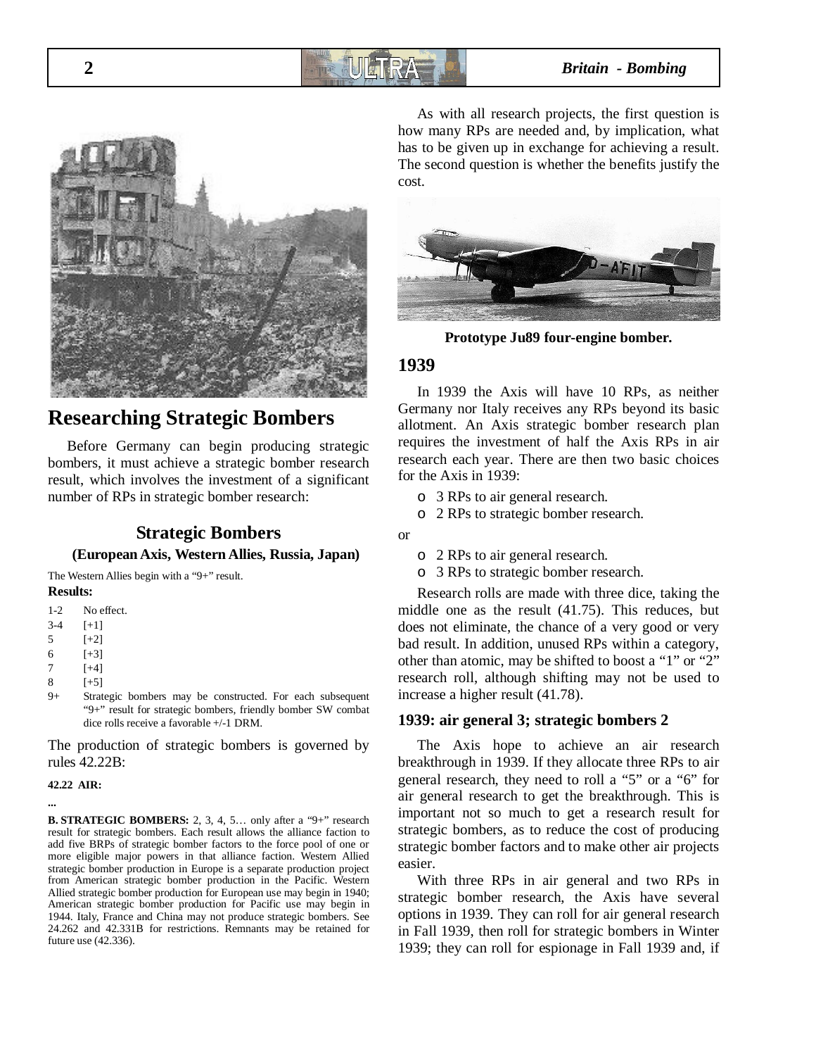## Researching Strategic Bombers

Before Germany can begin producing strategic bombers, it must achieve a strategic bomber research result, which involves the investment of a significant number of RPs in strategic bomber research:

### Strategic Bombers

**(European Axis, Western Allies, Russia, Japan)**

The Western Allies begin with a "9+" result.

**Results:**

| | |
|---|---|
| 1-2 | No effect. |
| 3-4 | [+1] |
| 5 | [+2] |
| 6 | [+3] |
| 7 | [+4] |
| 8 | [+5] |
| 9+ | Strategic bombers may be constructed. For each subsequent "9+" result for strategic bombers, friendly bomber SW combat dice rolls receive a favorable +/-1 DRM. |

The production of strategic bombers is governed by rules 42.22B:

**42.22 AIR:**

**...**

**B. STRATEGIC BOMBERS:** 2, 3, 4, 5… only after a "9+" research result for strategic bombers. Each result allows the alliance faction to add five BRPs of strategic bomber factors to the force pool of one or more eligible major powers in that alliance faction. Western Allied strategic bomber production in Europe is a separate production project from American strategic bomber production in the Pacific. Western Allied strategic bomber production for European use may begin in 1940; American strategic bomber production for Pacific use may begin in 1944. Italy, France and China may not produce strategic bombers. See 24.262 and 42.331B for restrictions. Remnants may be retained for future use (42.336).

As with all research projects, the first question is how many RPs are needed and, by implication, what has to be given up in exchange for achieving a result. The second question is whether the benefits justify the cost.

**Prototype Ju89 four-engine bomber.**

## 1939

In 1939 the Axis will have 10 RPs, as neither Germany nor Italy receives any RPs beyond its basic allotment. An Axis strategic bomber research plan requires the investment of half the Axis RPs in air research each year. There are then two basic choices for the Axis in 1939:

- 3 RPs to air general research.
- 2 RPs to strategic bomber research.

or

- 2 RPs to air general research.
- 3 RPs to strategic bomber research.

Research rolls are made with three dice, taking the middle one as the result (41.75). This reduces, but does not eliminate, the chance of a very good or very bad result. In addition, unused RPs within a category, other than atomic, may be shifted to boost a "1" or "2" research roll, although shifting may not be used to increase a higher result (41.78).

### 1939: air general 3; strategic bombers 2

The Axis hope to achieve an air research breakthrough in 1939. If they allocate three RPs to air general research, they need to roll a "5" or a "6" for air general research to get the breakthrough. This is important not so much to get a research result for strategic bombers, as to reduce the cost of producing strategic bomber factors and to make other air projects easier.

With three RPs in air general and two RPs in strategic bomber research, the Axis have several options in 1939. They can roll for air general research in Fall 1939, then roll for strategic bombers in Winter 1939; they can roll for espionage in Fall 1939 and, if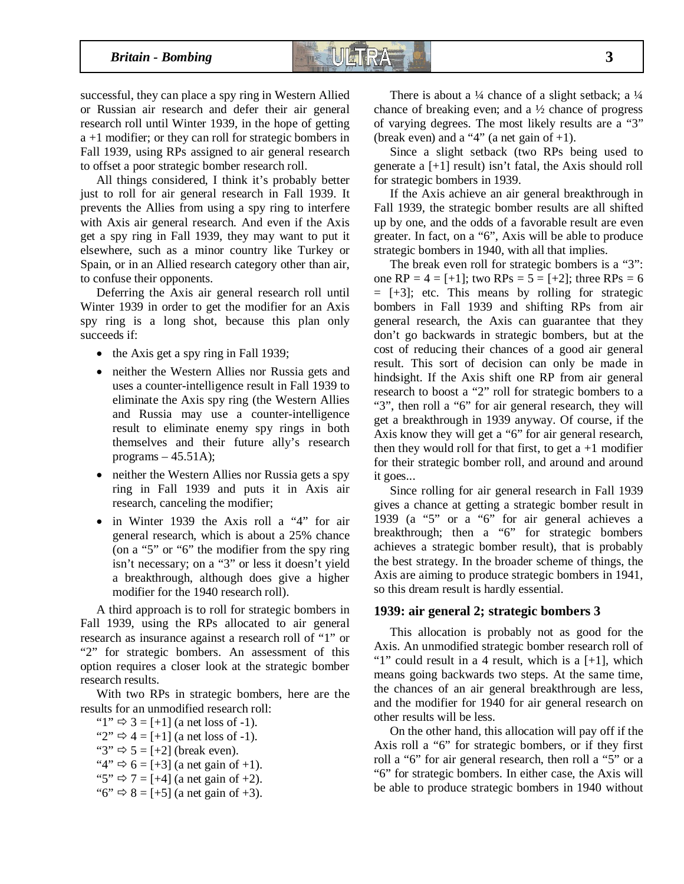successful, they can place a spy ring in Western Allied or Russian air research and defer their air general research roll until Winter 1939, in the hope of getting a +1 modifier; or they can roll for strategic bombers in Fall 1939, using RPs assigned to air general research to offset a poor strategic bomber research roll.

All things considered, I think it's probably better just to roll for air general research in Fall 1939. It prevents the Allies from using a spy ring to interfere with Axis air general research. And even if the Axis get a spy ring in Fall 1939, they may want to put it elsewhere, such as a minor country like Turkey or Spain, or in an Allied research category other than air, to confuse their opponents.

Deferring the Axis air general research roll until Winter 1939 in order to get the modifier for an Axis spy ring is a long shot, because this plan only succeeds if:

- the Axis get a spy ring in Fall 1939;
- neither the Western Allies nor Russia gets and uses a counter-intelligence result in Fall 1939 to eliminate the Axis spy ring (the Western Allies and Russia may use a counter-intelligence result to eliminate enemy spy rings in both themselves and their future ally's research programs – 45.51A);
- neither the Western Allies nor Russia gets a spy ring in Fall 1939 and puts it in Axis air research, canceling the modifier;
- in Winter 1939 the Axis roll a "4" for air general research, which is about a 25% chance (on a "5" or "6" the modifier from the spy ring isn't necessary; on a "3" or less it doesn't yield a breakthrough, although does give a higher modifier for the 1940 research roll).

A third approach is to roll for strategic bombers in Fall 1939, using the RPs allocated to air general research as insurance against a research roll of "1" or "2" for strategic bombers. An assessment of this option requires a closer look at the strategic bomber research results.

With two RPs in strategic bombers, here are the results for an unmodified research roll:

"1" ⇨ 3 = [+1] (a net loss of -1).
"2" ⇨ 4 = [+1] (a net loss of -1).
"3" ⇨ 5 = [+2] (break even).
"4" ⇨ 6 = [+3] (a net gain of +1).
"5" ⇨ 7 = [+4] (a net gain of +2).
"6" ⇨ 8 = [+5] (a net gain of +3).

There is about a ¼ chance of a slight setback; a ¼ chance of breaking even; and a ½ chance of progress of varying degrees. The most likely results are a "3" (break even) and a "4" (a net gain of +1).

Since a slight setback (two RPs being used to generate a [+1] result) isn't fatal, the Axis should roll for strategic bombers in 1939.

If the Axis achieve an air general breakthrough in Fall 1939, the strategic bomber results are all shifted up by one, and the odds of a favorable result are even greater. In fact, on a "6", Axis will be able to produce strategic bombers in 1940, with all that implies.

The break even roll for strategic bombers is a "3": one RP = 4 = [+1]; two RPs = 5 = [+2]; three RPs = 6 = [+3]; etc. This means by rolling for strategic bombers in Fall 1939 and shifting RPs from air general research, the Axis can guarantee that they don't go backwards in strategic bombers, but at the cost of reducing their chances of a good air general result. This sort of decision can only be made in hindsight. If the Axis shift one RP from air general research to boost a "2" roll for strategic bombers to a "3", then roll a "6" for air general research, they will get a breakthrough in 1939 anyway. Of course, if the Axis know they will get a "6" for air general research, then they would roll for that first, to get a +1 modifier for their strategic bomber roll, and around and around it goes...

Since rolling for air general research in Fall 1939 gives a chance at getting a strategic bomber result in 1939 (a "5" or a "6" for air general achieves a breakthrough; then a "6" for strategic bombers achieves a strategic bomber result), that is probably the best strategy. In the broader scheme of things, the Axis are aiming to produce strategic bombers in 1941, so this dream result is hardly essential.

### 1939: air general 2; strategic bombers 3

This allocation is probably not as good for the Axis. An unmodified strategic bomber research roll of "1" could result in a 4 result, which is a [+1], which means going backwards two steps. At the same time, the chances of an air general breakthrough are less, and the modifier for 1940 for air general research on other results will be less.

On the other hand, this allocation will pay off if the Axis roll a "6" for strategic bombers, or if they first roll a "6" for air general research, then roll a "5" or a "6" for strategic bombers. In either case, the Axis will be able to produce strategic bombers in 1940 without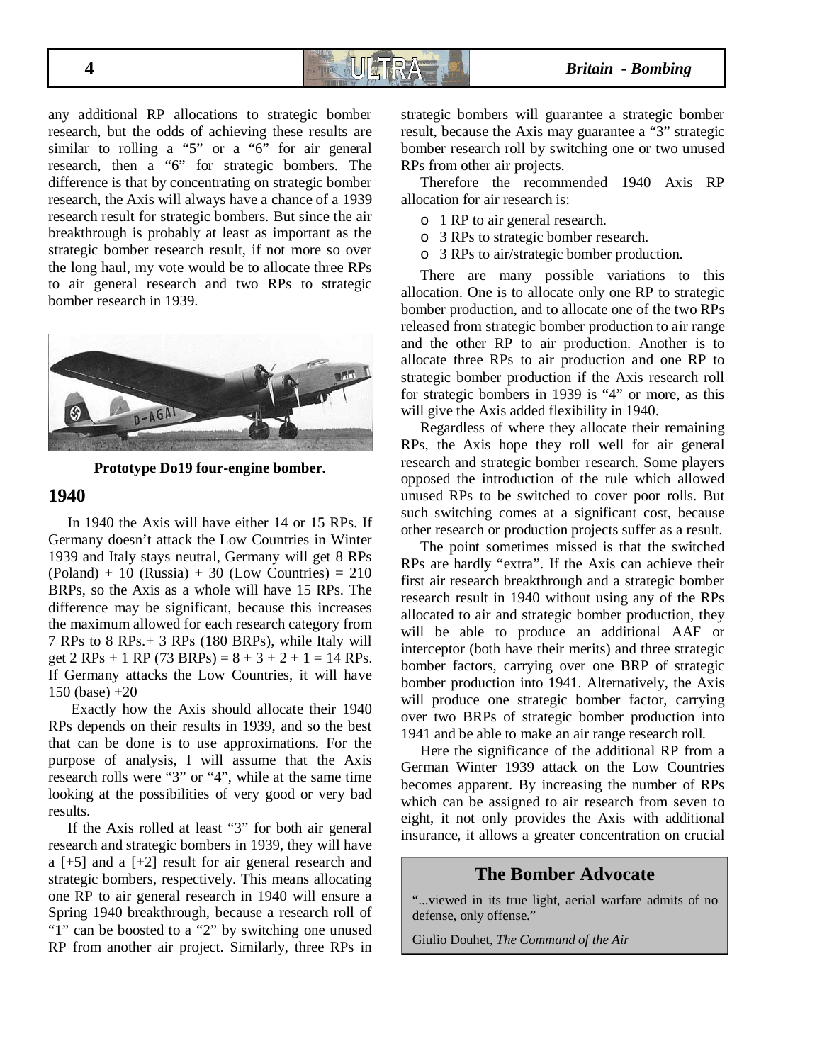any additional RP allocations to strategic bomber research, but the odds of achieving these results are similar to rolling a "5" or a "6" for air general research, then a "6" for strategic bombers. The difference is that by concentrating on strategic bomber research, the Axis will always have a chance of a 1939 research result for strategic bombers. But since the air breakthrough is probably at least as important as the strategic bomber research result, if not more so over the long haul, my vote would be to allocate three RPs to air general research and two RPs to strategic bomber research in 1939.

**Prototype Do19 four-engine bomber.**

## 1940

In 1940 the Axis will have either 14 or 15 RPs. If Germany doesn't attack the Low Countries in Winter 1939 and Italy stays neutral, Germany will get 8 RPs (Poland) + 10 (Russia) + 30 (Low Countries) = 210 BRPs, so the Axis as a whole will have 15 RPs. The difference may be significant, because this increases the maximum allowed for each research category from 7 RPs to 8 RPs.+ 3 RPs (180 BRPs), while Italy will get 2 RPs + 1 RP (73 BRPs) = 8 + 3 + 2 + 1 = 14 RPs. If Germany attacks the Low Countries, it will have 150 (base) +20

Exactly how the Axis should allocate their 1940 RPs depends on their results in 1939, and so the best that can be done is to use approximations. For the purpose of analysis, I will assume that the Axis research rolls were "3" or "4", while at the same time looking at the possibilities of very good or very bad results.

If the Axis rolled at least "3" for both air general research and strategic bombers in 1939, they will have a [+5] and a [+2] result for air general research and strategic bombers, respectively. This means allocating one RP to air general research in 1940 will ensure a Spring 1940 breakthrough, because a research roll of "1" can be boosted to a "2" by switching one unused RP from another air project. Similarly, three RPs in strategic bombers will guarantee a strategic bomber result, because the Axis may guarantee a "3" strategic bomber research roll by switching one or two unused RPs from other air projects.

Therefore the recommended 1940 Axis RP allocation for air research is:

- 1 RP to air general research.
- 3 RPs to strategic bomber research.
- 3 RPs to air/strategic bomber production.

There are many possible variations to this allocation. One is to allocate only one RP to strategic bomber production, and to allocate one of the two RPs released from strategic bomber production to air range and the other RP to air production. Another is to allocate three RPs to air production and one RP to strategic bomber production if the Axis research roll for strategic bombers in 1939 is "4" or more, as this will give the Axis added flexibility in 1940.

Regardless of where they allocate their remaining RPs, the Axis hope they roll well for air general research and strategic bomber research. Some players opposed the introduction of the rule which allowed unused RPs to be switched to cover poor rolls. But such switching comes at a significant cost, because other research or production projects suffer as a result.

The point sometimes missed is that the switched RPs are hardly "extra". If the Axis can achieve their first air research breakthrough and a strategic bomber research result in 1940 without using any of the RPs allocated to air and strategic bomber production, they will be able to produce an additional AAF or interceptor (both have their merits) and three strategic bomber factors, carrying over one BRP of strategic bomber production into 1941. Alternatively, the Axis will produce one strategic bomber factor, carrying over two BRPs of strategic bomber production into 1941 and be able to make an air range research roll.

Here the significance of the additional RP from a German Winter 1939 attack on the Low Countries becomes apparent. By increasing the number of RPs which can be assigned to air research from seven to eight, it not only provides the Axis with additional insurance, it allows a greater concentration on crucial

> **The Bomber Advocate**
>
> "...viewed in its true light, aerial warfare admits of no defense, only offense."
>
> Giulio Douhet, *The Command of the Air*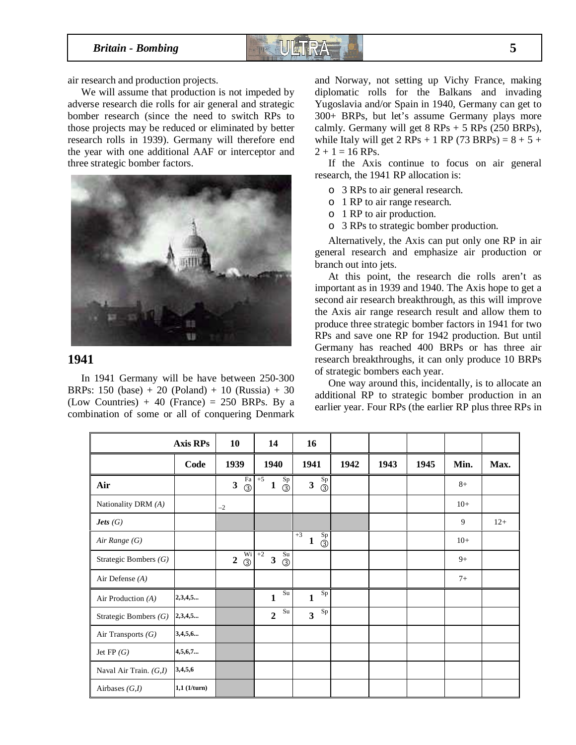air research and production projects.

We will assume that production is not impeded by adverse research die rolls for air general and strategic bomber research (since the need to switch RPs to those projects may be reduced or eliminated by better research rolls in 1939). Germany will therefore end the year with one additional AAF or interceptor and three strategic bomber factors.

## 1941

In 1941 Germany will be have between 250-300 BRPs: 150 (base) + 20 (Poland) + 10 (Russia) + 30 (Low Countries) + 40 (France) = 250 BRPs. By a combination of some or all of conquering Denmark and Norway, not setting up Vichy France, making diplomatic rolls for the Balkans and invading Yugoslavia and/or Spain in 1940, Germany can get to 300+ BRPs, but let's assume Germany plays more calmly. Germany will get 8 RPs + 5 RPs (250 BRPs), while Italy will get 2 RPs + 1 RP (73 BRPs) = 8 + 5 + 2 + 1 = 16 RPs.

If the Axis continue to focus on air general research, the 1941 RP allocation is:

- 3 RPs to air general research.
- 1 RP to air range research.
- 1 RP to air production.
- 3 RPs to strategic bomber production.

Alternatively, the Axis can put only one RP in air general research and emphasize air production or branch out into jets.

At this point, the research die rolls aren't as important as in 1939 and 1940. The Axis hope to get a second air research breakthrough, as this will improve the Axis air range research result and allow them to produce three strategic bomber factors in 1941 for two RPs and save one RP for 1942 production. But until Germany has reached 400 BRPs or has three air research breakthroughs, it can only produce 10 BRPs of strategic bombers each year.

One way around this, incidentally, is to allocate an additional RP to strategic bomber production in an earlier year. Four RPs (the earlier RP plus three RPs in

| Axis RPs | | 10 | 14 | 16 | | | | | |
|---|---|---|---|---|---|---|---|---|---|
| | Code | 1939 | 1940 | 1941 | 1942 | 1943 | 1945 | Min. | Max. |
| **Air** | | 3 Fa ③ | +5 1 Sp ③ | 3 Sp ③ | | | | 8+ | |
| Nationality DRM *(A)* | | −2 | | | | | | 10+ | |
| ***Jets** (G)* | | | | | | | | 9 | 12+ |
| *Air Range (G)* | | | | +3 1 Sp ③ | | | | 10+ | |
| Strategic Bombers *(G)* | | 2 Wi ③ | +2 3 Su ③ | | | | | 9+ | |
| Air Defense *(A)* | | | | | | | | 7+ | |
| Air Production *(A)* | 2,3,4,5... | | 1 Su | 1 Sp | | | | | |
| Strategic Bombers *(G)* | 2,3,4,5... | | 2 Su | 3 Sp | | | | | |
| Air Transports *(G)* | 3,4,5,6... | | | | | | | | |
| Jet FP *(G)* | 4,5,6,7... | | | | | | | | |
| Naval Air Train. *(G,I)* | 3,4,5,6 | | | | | | | | |
| Airbases *(G,I)* | 1,1 (1/turn) | | | | | | | | |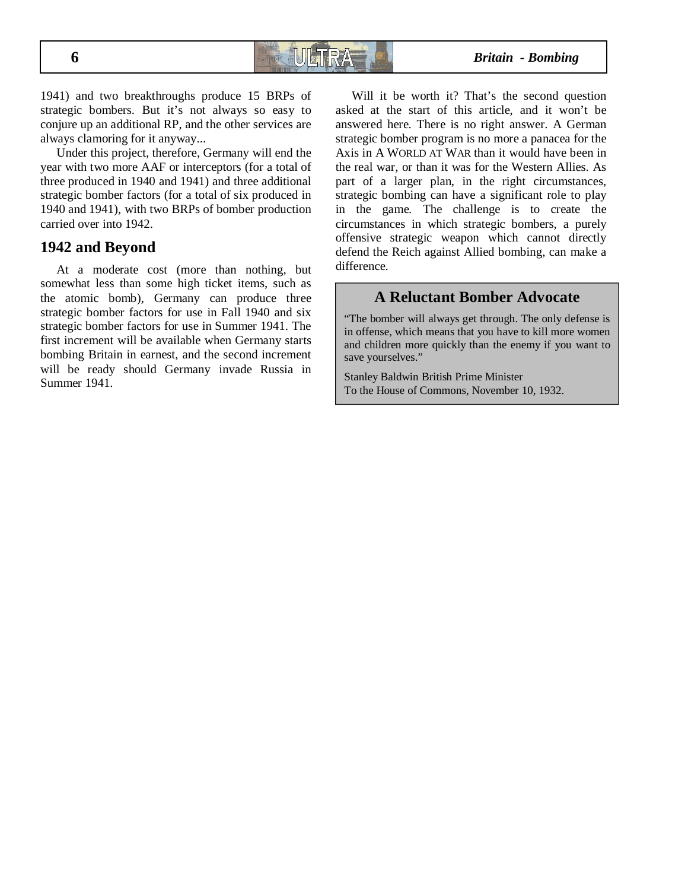1941) and two breakthroughs produce 15 BRPs of strategic bombers. But it's not always so easy to conjure up an additional RP, and the other services are always clamoring for it anyway...

Under this project, therefore, Germany will end the year with two more AAF or interceptors (for a total of three produced in 1940 and 1941) and three additional strategic bomber factors (for a total of six produced in 1940 and 1941), with two BRPs of bomber production carried over into 1942.

## 1942 and Beyond

At a moderate cost (more than nothing, but somewhat less than some high ticket items, such as the atomic bomb), Germany can produce three strategic bomber factors for use in Fall 1940 and six strategic bomber factors for use in Summer 1941. The first increment will be available when Germany starts bombing Britain in earnest, and the second increment will be ready should Germany invade Russia in Summer 1941.

Will it be worth it? That's the second question asked at the start of this article, and it won't be answered here. There is no right answer. A German strategic bomber program is no more a panacea for the Axis in A WORLD AT WAR than it would have been in the real war, or than it was for the Western Allies. As part of a larger plan, in the right circumstances, strategic bombing can have a significant role to play in the game. The challenge is to create the circumstances in which strategic bombers, a purely offensive strategic weapon which cannot directly defend the Reich against Allied bombing, can make a difference.

### A Reluctant Bomber Advocate

"The bomber will always get through. The only defense is in offense, which means that you have to kill more women and children more quickly than the enemy if you want to save yourselves."

Stanley Baldwin British Prime Minister
To the House of Commons, November 10, 1932.